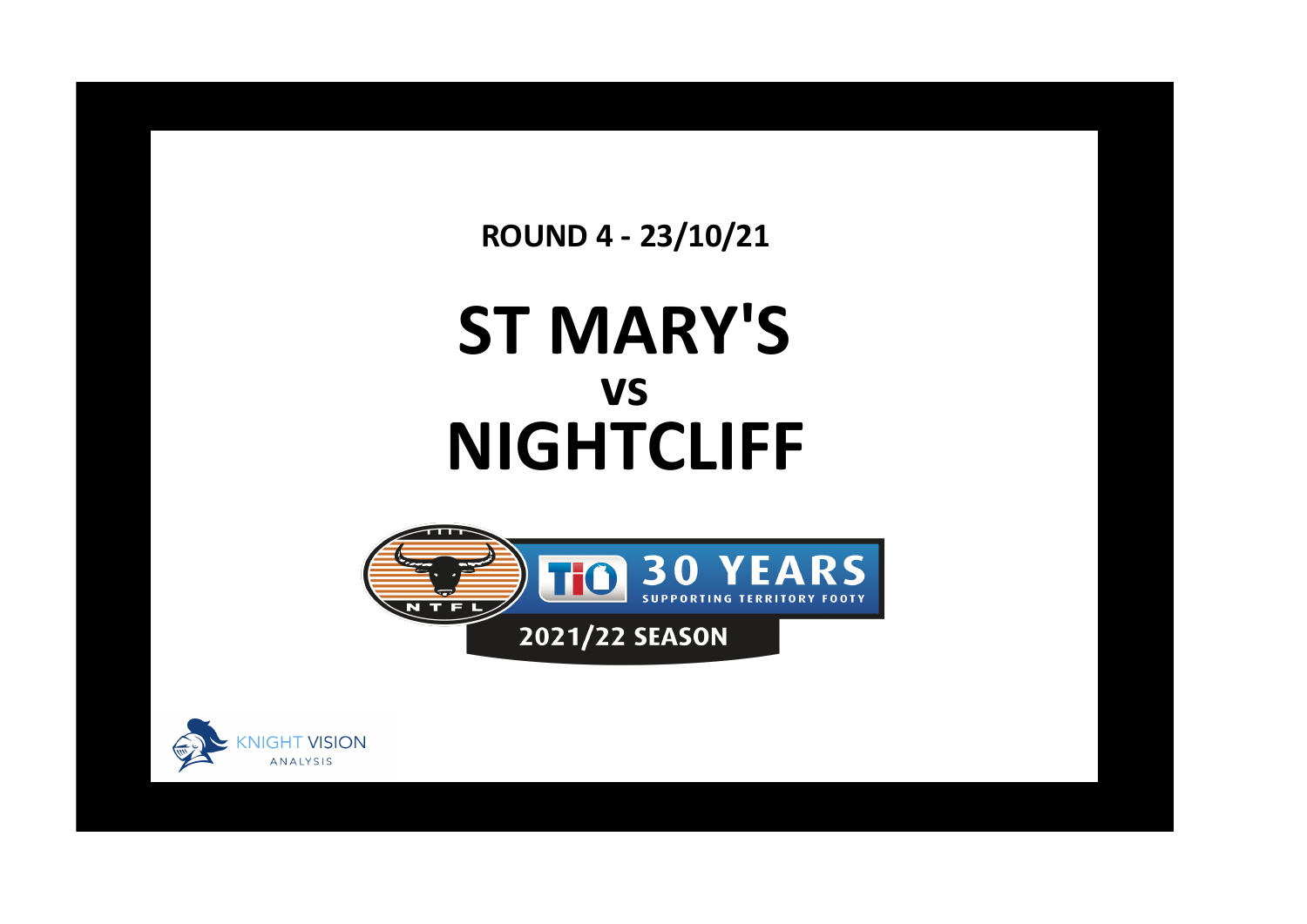ROUND 4 - 23/10/21

# ST MARY'S
## vs
# NIGHTCLIFF

NTFL

TIO 30 YEARS SUPPORTING TERRITORY FOOTY

2021/22 SEASON

KNIGHT VISION ANALYSIS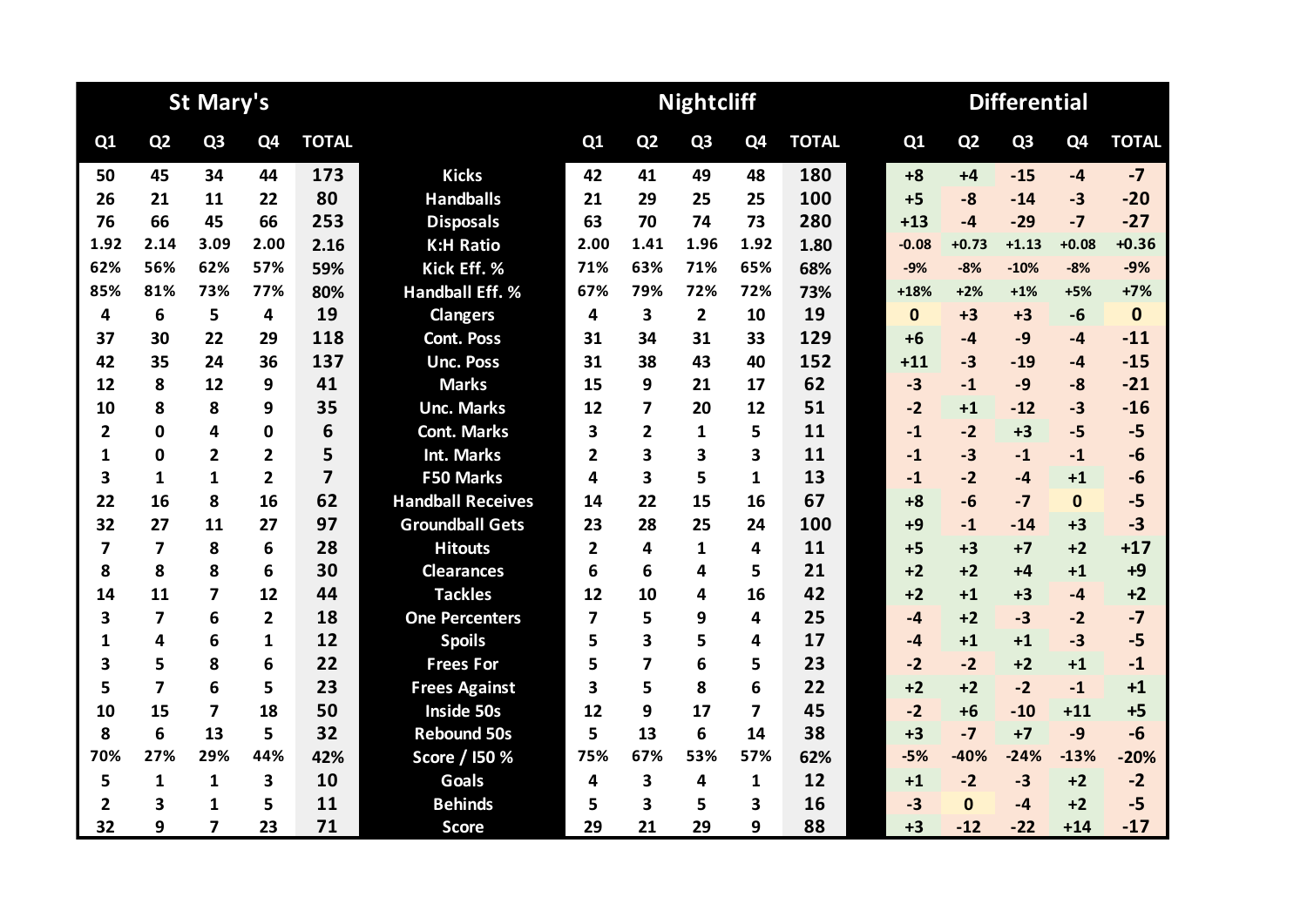| St Mary's | | | | | | Nightcliff | | | | | Differential | | | | |
|---|---|---|---|---|---|---|---|---|---|---|---|---|---|---|---|
| Q1 | Q2 | Q3 | Q4 | TOTAL | | Q1 | Q2 | Q3 | Q4 | TOTAL | Q1 | Q2 | Q3 | Q4 | TOTAL |
| 50 | 45 | 34 | 44 | 173 | Kicks | 42 | 41 | 49 | 48 | 180 | +8 | +4 | -15 | -4 | -7 |
| 26 | 21 | 11 | 22 | 80 | Handballs | 21 | 29 | 25 | 25 | 100 | +5 | -8 | -14 | -3 | -20 |
| 76 | 66 | 45 | 66 | 253 | Disposals | 63 | 70 | 74 | 73 | 280 | +13 | -4 | -29 | -7 | -27 |
| 1.92 | 2.14 | 3.09 | 2.00 | 2.16 | K:H Ratio | 2.00 | 1.41 | 1.96 | 1.92 | 1.80 | -0.08 | +0.73 | +1.13 | +0.08 | +0.36 |
| 62% | 56% | 62% | 57% | 59% | Kick Eff. % | 71% | 63% | 71% | 65% | 68% | -9% | -8% | -10% | -8% | -9% |
| 85% | 81% | 73% | 77% | 80% | Handball Eff. % | 67% | 79% | 72% | 72% | 73% | +18% | +2% | +1% | +5% | +7% |
| 4 | 6 | 5 | 4 | 19 | Clangers | 4 | 3 | 2 | 10 | 19 | 0 | +3 | +3 | -6 | 0 |
| 37 | 30 | 22 | 29 | 118 | Cont. Poss | 31 | 34 | 31 | 33 | 129 | +6 | -4 | -9 | -4 | -11 |
| 42 | 35 | 24 | 36 | 137 | Unc. Poss | 31 | 38 | 43 | 40 | 152 | +11 | -3 | -19 | -4 | -15 |
| 12 | 8 | 12 | 9 | 41 | Marks | 15 | 9 | 21 | 17 | 62 | -3 | -1 | -9 | -8 | -21 |
| 10 | 8 | 8 | 9 | 35 | Unc. Marks | 12 | 7 | 20 | 12 | 51 | -2 | +1 | -12 | -3 | -16 |
| 2 | 0 | 4 | 0 | 6 | Cont. Marks | 3 | 2 | 1 | 5 | 11 | -1 | -2 | +3 | -5 | -5 |
| 1 | 0 | 2 | 2 | 5 | Int. Marks | 2 | 3 | 3 | 3 | 11 | -1 | -3 | -1 | -1 | -6 |
| 3 | 1 | 1 | 2 | 7 | F50 Marks | 4 | 3 | 5 | 1 | 13 | -1 | -2 | -4 | +1 | -6 |
| 22 | 16 | 8 | 16 | 62 | Handball Receives | 14 | 22 | 15 | 16 | 67 | +8 | -6 | -7 | 0 | -5 |
| 32 | 27 | 11 | 27 | 97 | Groundball Gets | 23 | 28 | 25 | 24 | 100 | +9 | -1 | -14 | +3 | -3 |
| 7 | 7 | 8 | 6 | 28 | Hitouts | 2 | 4 | 1 | 4 | 11 | +5 | +3 | +7 | +2 | +17 |
| 8 | 8 | 8 | 6 | 30 | Clearances | 6 | 6 | 4 | 5 | 21 | +2 | +2 | +4 | +1 | +9 |
| 14 | 11 | 7 | 12 | 44 | Tackles | 12 | 10 | 4 | 16 | 42 | +2 | +1 | +3 | -4 | +2 |
| 3 | 7 | 6 | 2 | 18 | One Percenters | 7 | 5 | 9 | 4 | 25 | -4 | +2 | -3 | -2 | -7 |
| 1 | 4 | 6 | 1 | 12 | Spoils | 5 | 3 | 5 | 4 | 17 | -4 | +1 | +1 | -3 | -5 |
| 3 | 5 | 8 | 6 | 22 | Frees For | 5 | 7 | 6 | 5 | 23 | -2 | -2 | +2 | +1 | -1 |
| 5 | 7 | 6 | 5 | 23 | Frees Against | 3 | 5 | 8 | 6 | 22 | +2 | +2 | -2 | -1 | +1 |
| 10 | 15 | 7 | 18 | 50 | Inside 50s | 12 | 9 | 17 | 7 | 45 | -2 | +6 | -10 | +11 | +5 |
| 8 | 6 | 13 | 5 | 32 | Rebound 50s | 5 | 13 | 6 | 14 | 38 | +3 | -7 | +7 | -9 | -6 |
| 70% | 27% | 29% | 44% | 42% | Score / I50 % | 75% | 67% | 53% | 57% | 62% | -5% | -40% | -24% | -13% | -20% |
| 5 | 1 | 1 | 3 | 10 | Goals | 4 | 3 | 4 | 1 | 12 | +1 | -2 | -3 | +2 | -2 |
| 2 | 3 | 1 | 5 | 11 | Behinds | 5 | 3 | 5 | 3 | 16 | -3 | 0 | -4 | +2 | -5 |
| 32 | 9 | 7 | 23 | 71 | Score | 29 | 21 | 29 | 9 | 88 | +3 | -12 | -22 | +14 | -17 |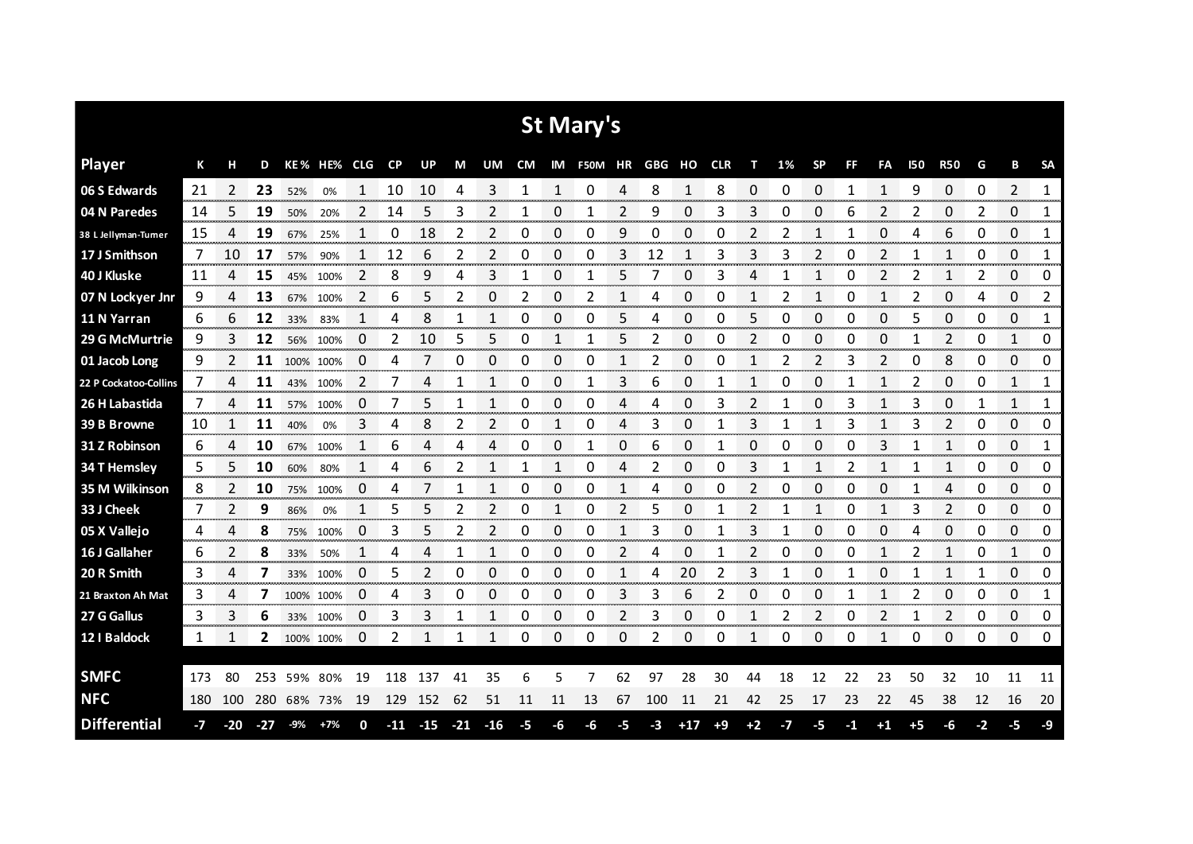# St Mary's

| Player | K | H | D | KE% | HE% | CLG | CP | UP | M | UM | CM | IM | F50M | HR | GBG | HO | CLR | T | 1% | SP | FF | FA | I50 | R50 | G | B | SA |
|---|---|---|---|---|---|---|---|---|---|---|---|---|---|---|---|---|---|---|---|---|---|---|---|---|---|---|---|
| 06 S Edwards | 21 | 2 | **23** | 52% | 0% | 1 | 10 | 10 | 4 | 3 | 1 | 1 | 0 | 4 | 8 | 1 | 8 | 0 | 0 | 0 | 1 | 1 | 9 | 0 | 0 | 2 | 1 |
| 04 N Paredes | 14 | 5 | **19** | 50% | 20% | 2 | 14 | 5 | 3 | 2 | 1 | 0 | 1 | 2 | 9 | 0 | 3 | 3 | 0 | 0 | 6 | 2 | 2 | 0 | 2 | 0 | 1 |
| 38 L Jellyman-Turner | 15 | 4 | **19** | 67% | 25% | 1 | 0 | 18 | 2 | 2 | 0 | 0 | 0 | 9 | 0 | 0 | 0 | 2 | 2 | 1 | 1 | 0 | 4 | 6 | 0 | 0 | 1 |
| 17 J Smithson | 7 | 10 | **17** | 57% | 90% | 1 | 12 | 6 | 2 | 2 | 0 | 0 | 0 | 3 | 12 | 1 | 3 | 3 | 3 | 2 | 0 | 2 | 1 | 1 | 0 | 0 | 1 |
| 40 J Kluske | 11 | 4 | **15** | 45% | 100% | 2 | 8 | 9 | 4 | 3 | 1 | 0 | 1 | 5 | 7 | 0 | 3 | 4 | 1 | 1 | 0 | 2 | 2 | 1 | 2 | 0 | 0 |
| 07 N Lockyer Jnr | 9 | 4 | **13** | 67% | 100% | 2 | 6 | 5 | 2 | 0 | 2 | 0 | 2 | 1 | 4 | 0 | 0 | 1 | 2 | 1 | 0 | 1 | 2 | 0 | 4 | 0 | 2 |
| 11 N Yarran | 6 | 6 | **12** | 33% | 83% | 1 | 4 | 8 | 1 | 1 | 0 | 0 | 0 | 5 | 4 | 0 | 0 | 5 | 0 | 0 | 0 | 0 | 5 | 0 | 0 | 0 | 1 |
| 29 G McMurtrie | 9 | 3 | **12** | 56% | 100% | 0 | 2 | 10 | 5 | 5 | 0 | 1 | 1 | 5 | 2 | 0 | 0 | 2 | 0 | 0 | 0 | 0 | 1 | 2 | 0 | 1 | 0 |
| 01 Jacob Long | 9 | 2 | **11** | 100% | 100% | 0 | 4 | 7 | 0 | 0 | 0 | 0 | 0 | 1 | 2 | 0 | 0 | 1 | 2 | 2 | 3 | 2 | 0 | 8 | 0 | 0 | 0 |
| 22 P Cockatoo-Collins | 7 | 4 | **11** | 43% | 100% | 2 | 7 | 4 | 1 | 1 | 0 | 0 | 1 | 3 | 6 | 0 | 1 | 1 | 0 | 0 | 1 | 1 | 2 | 0 | 0 | 1 | 1 |
| 26 H Labastida | 7 | 4 | **11** | 57% | 100% | 0 | 7 | 5 | 1 | 1 | 0 | 0 | 0 | 4 | 4 | 0 | 3 | 2 | 1 | 0 | 3 | 1 | 3 | 0 | 1 | 1 | 1 |
| 39 B Browne | 10 | 1 | **11** | 40% | 0% | 3 | 4 | 8 | 2 | 2 | 0 | 1 | 0 | 4 | 3 | 0 | 1 | 3 | 1 | 1 | 3 | 1 | 3 | 2 | 0 | 0 | 0 |
| 31 Z Robinson | 6 | 4 | **10** | 67% | 100% | 1 | 6 | 4 | 4 | 4 | 0 | 0 | 1 | 0 | 6 | 0 | 1 | 0 | 0 | 0 | 0 | 3 | 1 | 1 | 0 | 0 | 1 |
| 34 T Hemsley | 5 | 5 | **10** | 60% | 80% | 1 | 4 | 6 | 2 | 1 | 1 | 1 | 0 | 4 | 2 | 0 | 0 | 3 | 1 | 1 | 2 | 1 | 1 | 1 | 0 | 0 | 0 |
| 35 M Wilkinson | 8 | 2 | **10** | 75% | 100% | 0 | 4 | 7 | 1 | 1 | 0 | 0 | 0 | 1 | 4 | 0 | 0 | 2 | 0 | 0 | 0 | 0 | 1 | 4 | 0 | 0 | 0 |
| 33 J Cheek | 7 | 2 | **9** | 86% | 0% | 1 | 5 | 5 | 2 | 2 | 0 | 1 | 0 | 2 | 5 | 0 | 1 | 2 | 1 | 1 | 0 | 1 | 3 | 2 | 0 | 0 | 0 |
| 05 X Vallejo | 4 | 4 | **8** | 75% | 100% | 0 | 3 | 5 | 2 | 2 | 0 | 0 | 0 | 1 | 3 | 0 | 1 | 3 | 1 | 0 | 0 | 0 | 4 | 0 | 0 | 0 | 0 |
| 16 J Gallaher | 6 | 2 | **8** | 33% | 50% | 1 | 4 | 4 | 1 | 1 | 0 | 0 | 0 | 2 | 4 | 0 | 1 | 2 | 0 | 0 | 0 | 1 | 2 | 1 | 0 | 1 | 0 |
| 20 R Smith | 3 | 4 | **7** | 33% | 100% | 0 | 5 | 2 | 0 | 0 | 0 | 0 | 0 | 1 | 4 | 20 | 2 | 3 | 1 | 0 | 1 | 0 | 1 | 1 | 1 | 0 | 0 |
| 21 Braxton Ah Mat | 3 | 4 | **7** | 100% | 100% | 0 | 4 | 3 | 0 | 0 | 0 | 0 | 0 | 3 | 3 | 6 | 2 | 0 | 0 | 0 | 1 | 1 | 2 | 0 | 0 | 0 | 1 |
| 27 G Gallus | 3 | 3 | **6** | 33% | 100% | 0 | 3 | 3 | 1 | 1 | 0 | 0 | 0 | 2 | 3 | 0 | 0 | 1 | 2 | 2 | 0 | 2 | 1 | 2 | 0 | 0 | 0 |
| 12 I Baldock | 1 | 1 | **2** | 100% | 100% | 0 | 2 | 1 | 1 | 1 | 0 | 0 | 0 | 0 | 2 | 0 | 0 | 1 | 0 | 0 | 0 | 1 | 0 | 0 | 0 | 0 | 0 |
| **SMFC** | 173 | 80 | 253 | 59% | 80% | 19 | 118 | 137 | 41 | 35 | 6 | 5 | 7 | 62 | 97 | 28 | 30 | 44 | 18 | 12 | 22 | 23 | 50 | 32 | 10 | 11 | 11 |
| **NFC** | 180 | 100 | 280 | 68% | 73% | 19 | 129 | 152 | 62 | 51 | 11 | 11 | 13 | 67 | 100 | 11 | 21 | 42 | 25 | 17 | 23 | 22 | 45 | 38 | 12 | 16 | 20 |
| **Differential** | -7 | -20 | -27 | -9% | +7% | 0 | -11 | -15 | -21 | -16 | -5 | -6 | -6 | -5 | -3 | +17 | +9 | +2 | -7 | -5 | -1 | +1 | +5 | -6 | -2 | -5 | -9 |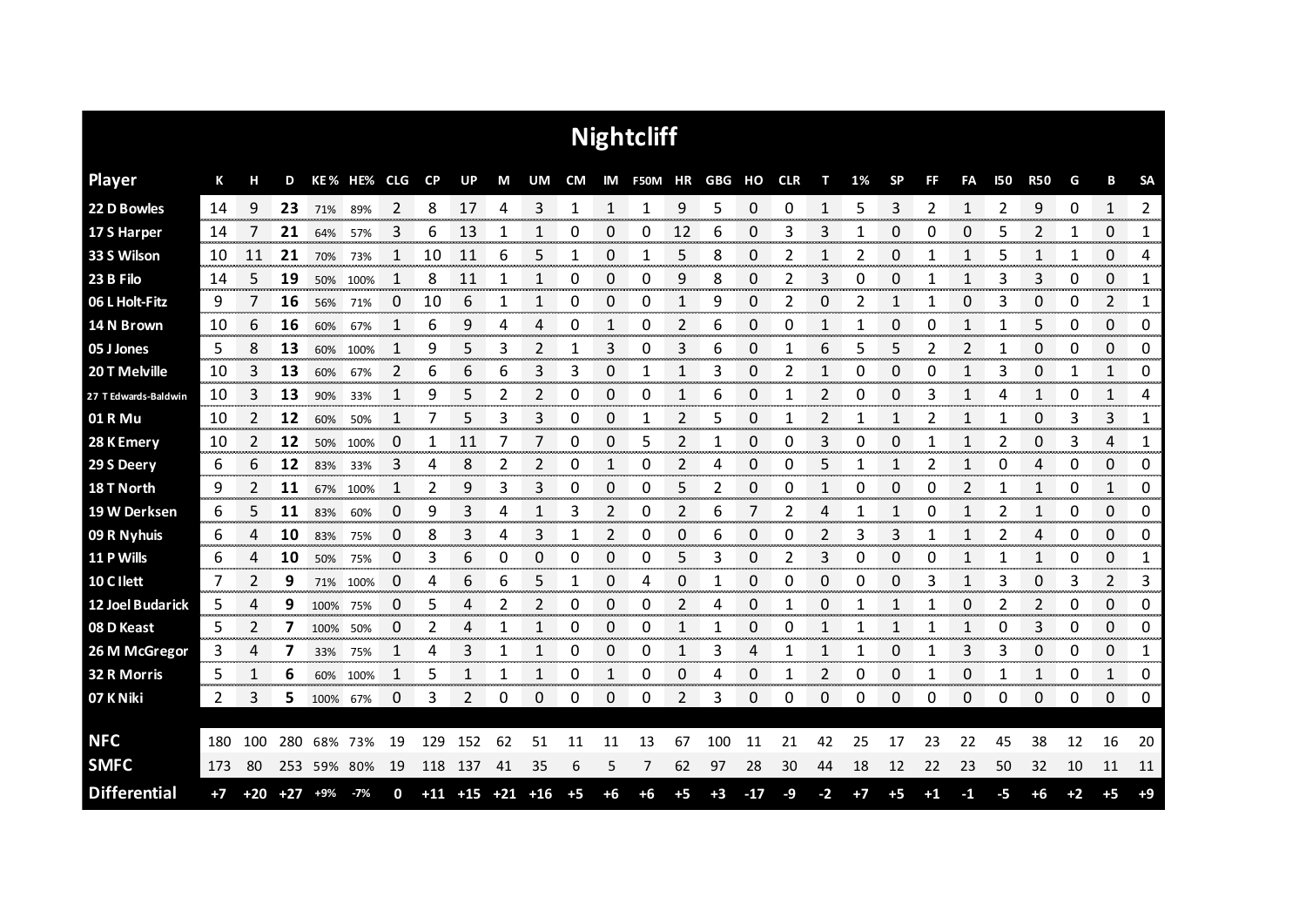# Nightcliff

| Player | K | H | D | KE% | HE% | CLG | CP | UP | M | UM | CM | IM | F50M | HR | GBG | HO | CLR | T | 1% | SP | FF | FA | I50 | R50 | G | B | SA |
|---|---|---|---|---|---|---|---|---|---|---|---|---|---|---|---|---|---|---|---|---|---|---|---|---|---|---|---|
| 22 D Bowles | 14 | 9 | **23** | 71% | 89% | 2 | 8 | 17 | 4 | 3 | 1 | 1 | 1 | 9 | 5 | 0 | 0 | 1 | 5 | 3 | 2 | 1 | 2 | 9 | 0 | 1 | 2 |
| 17 S Harper | 14 | 7 | **21** | 64% | 57% | 3 | 6 | 13 | 1 | 1 | 0 | 0 | 0 | 12 | 6 | 0 | 3 | 3 | 1 | 0 | 0 | 0 | 5 | 2 | 1 | 0 | 1 |
| 33 S Wilson | 10 | 11 | **21** | 70% | 73% | 1 | 10 | 11 | 6 | 5 | 1 | 0 | 1 | 5 | 8 | 0 | 2 | 1 | 2 | 0 | 1 | 1 | 5 | 1 | 1 | 0 | 4 |
| 23 B Filo | 14 | 5 | **19** | 50% | 100% | 1 | 8 | 11 | 1 | 1 | 0 | 0 | 0 | 9 | 8 | 0 | 2 | 3 | 0 | 0 | 1 | 1 | 3 | 3 | 0 | 0 | 1 |
| 06 L Holt-Fitz | 9 | 7 | **16** | 56% | 71% | 0 | 10 | 6 | 1 | 1 | 0 | 0 | 0 | 1 | 9 | 0 | 2 | 0 | 2 | 1 | 1 | 0 | 3 | 0 | 0 | 2 | 1 |
| 14 N Brown | 10 | 6 | **16** | 60% | 67% | 1 | 6 | 9 | 4 | 4 | 0 | 1 | 0 | 2 | 6 | 0 | 0 | 1 | 1 | 0 | 0 | 1 | 1 | 5 | 0 | 0 | 0 |
| 05 J Jones | 5 | 8 | **13** | 60% | 100% | 1 | 9 | 5 | 3 | 2 | 1 | 3 | 0 | 3 | 6 | 0 | 1 | 6 | 5 | 5 | 2 | 2 | 1 | 0 | 0 | 0 | 0 |
| 20 T Melville | 10 | 3 | **13** | 60% | 67% | 2 | 6 | 6 | 6 | 3 | 3 | 0 | 1 | 1 | 3 | 0 | 2 | 1 | 0 | 0 | 0 | 1 | 3 | 0 | 1 | 1 | 0 |
| 27 T Edwards-Baldwin | 10 | 3 | **13** | 90% | 33% | 1 | 9 | 5 | 2 | 2 | 0 | 0 | 0 | 1 | 6 | 0 | 1 | 2 | 0 | 0 | 3 | 1 | 4 | 1 | 0 | 1 | 4 |
| 01 R Mu | 10 | 2 | **12** | 60% | 50% | 1 | 7 | 5 | 3 | 3 | 0 | 0 | 1 | 2 | 5 | 0 | 1 | 2 | 1 | 1 | 2 | 1 | 1 | 0 | 3 | 3 | 1 |
| 28 K Emery | 10 | 2 | **12** | 50% | 100% | 0 | 1 | 11 | 7 | 7 | 0 | 0 | 5 | 2 | 1 | 0 | 0 | 3 | 0 | 0 | 1 | 1 | 2 | 0 | 3 | 4 | 1 |
| 29 S Deery | 6 | 6 | **12** | 83% | 33% | 3 | 4 | 8 | 2 | 2 | 0 | 1 | 0 | 2 | 4 | 0 | 0 | 5 | 1 | 1 | 2 | 1 | 0 | 4 | 0 | 0 | 0 |
| 18 T North | 9 | 2 | **11** | 67% | 100% | 1 | 2 | 9 | 3 | 3 | 0 | 0 | 0 | 5 | 2 | 0 | 0 | 1 | 0 | 0 | 0 | 2 | 1 | 1 | 0 | 1 | 0 |
| 19 W Derksen | 6 | 5 | **11** | 83% | 60% | 0 | 9 | 3 | 4 | 1 | 3 | 2 | 0 | 2 | 6 | 7 | 2 | 4 | 1 | 1 | 0 | 1 | 2 | 1 | 0 | 0 | 0 |
| 09 R Nyhuis | 6 | 4 | **10** | 83% | 75% | 0 | 8 | 3 | 4 | 3 | 1 | 2 | 0 | 0 | 6 | 0 | 0 | 2 | 3 | 3 | 1 | 1 | 2 | 4 | 0 | 0 | 0 |
| 11 P Wills | 6 | 4 | **10** | 50% | 75% | 0 | 3 | 6 | 0 | 0 | 0 | 0 | 0 | 5 | 3 | 0 | 2 | 3 | 0 | 0 | 0 | 1 | 1 | 1 | 0 | 0 | 1 |
| 10 C Ilett | 7 | 2 | **9** | 71% | 100% | 0 | 4 | 6 | 6 | 5 | 1 | 0 | 4 | 0 | 1 | 0 | 0 | 0 | 0 | 0 | 3 | 1 | 3 | 0 | 3 | 2 | 3 |
| 12 Joel Budarick | 5 | 4 | **9** | 100% | 75% | 0 | 5 | 4 | 2 | 2 | 0 | 0 | 0 | 2 | 4 | 0 | 1 | 0 | 1 | 1 | 1 | 0 | 2 | 2 | 0 | 0 | 0 |
| 08 D Keast | 5 | 2 | **7** | 100% | 50% | 0 | 2 | 4 | 1 | 1 | 0 | 0 | 0 | 1 | 1 | 0 | 0 | 1 | 1 | 1 | 1 | 1 | 0 | 3 | 0 | 0 | 0 |
| 26 M McGregor | 3 | 4 | **7** | 33% | 75% | 1 | 4 | 3 | 1 | 1 | 0 | 0 | 0 | 1 | 3 | 4 | 1 | 1 | 1 | 0 | 1 | 3 | 3 | 0 | 0 | 0 | 1 |
| 32 R Morris | 5 | 1 | **6** | 60% | 100% | 1 | 5 | 1 | 1 | 1 | 0 | 1 | 0 | 0 | 4 | 0 | 1 | 2 | 0 | 0 | 1 | 0 | 1 | 1 | 0 | 1 | 0 |
| 07 K Niki | 2 | 3 | **5** | 100% | 67% | 0 | 3 | 2 | 0 | 0 | 0 | 0 | 0 | 2 | 3 | 0 | 0 | 0 | 0 | 0 | 0 | 0 | 0 | 0 | 0 | 0 | 0 |
| **NFC** | 180 | 100 | 280 | 68% | 73% | 19 | 129 | 152 | 62 | 51 | 11 | 11 | 13 | 67 | 100 | 11 | 21 | 42 | 25 | 17 | 23 | 22 | 45 | 38 | 12 | 16 | 20 |
| **SMFC** | 173 | 80 | 253 | 59% | 80% | 19 | 118 | 137 | 41 | 35 | 6 | 5 | 7 | 62 | 97 | 28 | 30 | 44 | 18 | 12 | 22 | 23 | 50 | 32 | 10 | 11 | 11 |
| **Differential** | +7 | +20 | +27 | +9% | -7% | 0 | +11 | +15 | +21 | +16 | +5 | +6 | +6 | +5 | +3 | -17 | -9 | -2 | +7 | +5 | +1 | -1 | -5 | +6 | +2 | +5 | +9 |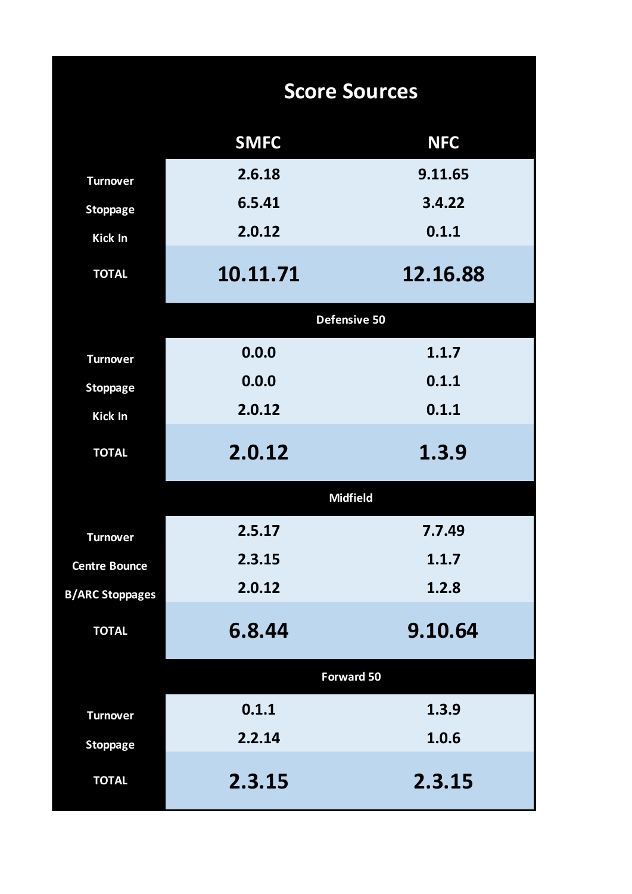# Score Sources

| | SMFC | NFC |
|---|---|---|
| Turnover | 2.6.18 | 9.11.65 |
| Stoppage | 6.5.41 | 3.4.22 |
| Kick In | 2.0.12 | 0.1.1 |
| **TOTAL** | **10.11.71** | **12.16.88** |
| **Defensive 50** | | |
| Turnover | 0.0.0 | 1.1.7 |
| Stoppage | 0.0.0 | 0.1.1 |
| Kick In | 2.0.12 | 0.1.1 |
| **TOTAL** | **2.0.12** | **1.3.9** |
| **Midfield** | | |
| Turnover | 2.5.17 | 7.7.49 |
| Centre Bounce | 2.3.15 | 1.1.7 |
| B/ARC Stoppages | 2.0.12 | 1.2.8 |
| **TOTAL** | **6.8.44** | **9.10.64** |
| **Forward 50** | | |
| Turnover | 0.1.1 | 1.3.9 |
| Stoppage | 2.2.14 | 1.0.6 |
| **TOTAL** | **2.3.15** | **2.3.15** |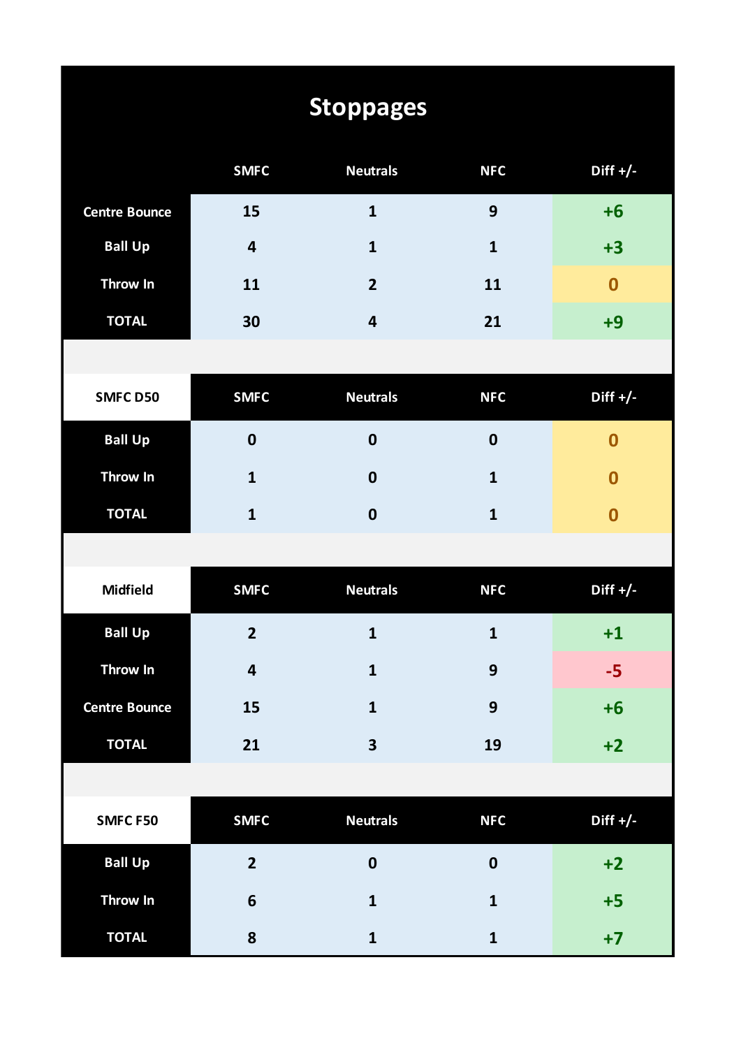# Stoppages

| | SMFC | Neutrals | NFC | Diff +/- |
|---|---|---|---|---|
| Centre Bounce | 15 | 1 | 9 | +6 |
| Ball Up | 4 | 1 | 1 | +3 |
| Throw In | 11 | 2 | 11 | 0 |
| TOTAL | 30 | 4 | 21 | +9 |

| SMFC D50 | SMFC | Neutrals | NFC | Diff +/- |
|---|---|---|---|---|
| Ball Up | 0 | 0 | 0 | 0 |
| Throw In | 1 | 0 | 1 | 0 |
| TOTAL | 1 | 0 | 1 | 0 |

| Midfield | SMFC | Neutrals | NFC | Diff +/- |
|---|---|---|---|---|
| Ball Up | 2 | 1 | 1 | +1 |
| Throw In | 4 | 1 | 9 | -5 |
| Centre Bounce | 15 | 1 | 9 | +6 |
| TOTAL | 21 | 3 | 19 | +2 |

| SMFC F50 | SMFC | Neutrals | NFC | Diff +/- |
|---|---|---|---|---|
| Ball Up | 2 | 0 | 0 | +2 |
| Throw In | 6 | 1 | 1 | +5 |
| TOTAL | 8 | 1 | 1 | +7 |